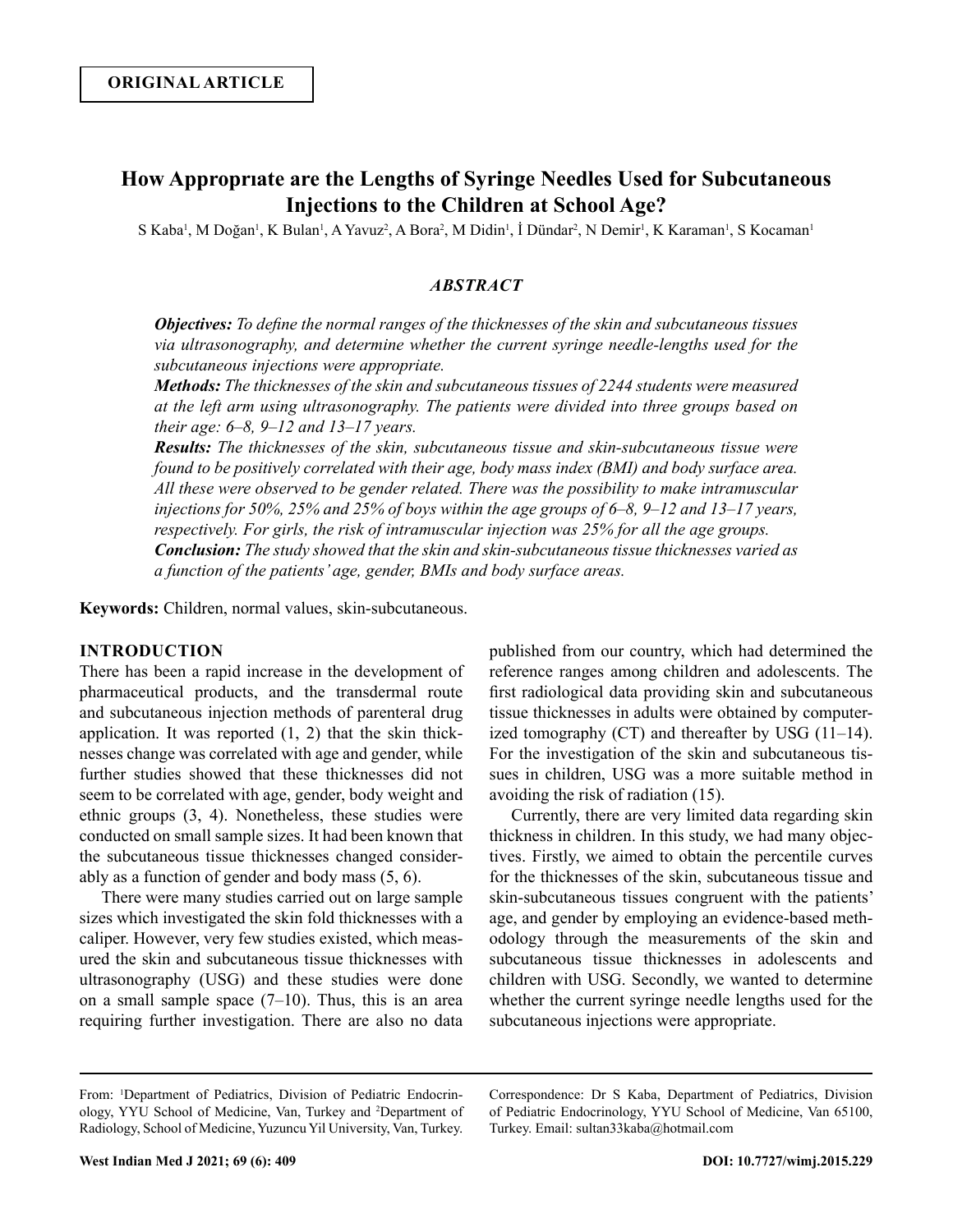**ORIGINAL ARTICLE**

# How Appropriate are the Lengths of Syringe Needles Used for Subcutaneous Injections to the Children at School Age?

S Kaba[1], M Doğan[1], K Bulan[1], A Yavuz[2], A Bora[2], M Didin[1], İ Dündar[2], N Demir[1], K Karaman[1], S Kocaman[1]

## ABSTRACT

***Objectives:*** *To define the normal ranges of the thicknesses of the skin and subcutaneous tissues via ultrasonography, and determine whether the current syringe needle-lengths used for the subcutaneous injections were appropriate.*

***Methods:*** *The thicknesses of the skin and subcutaneous tissues of 2244 students were measured at the left arm using ultrasonography. The patients were divided into three groups based on their age: 6–8, 9–12 and 13–17 years.*

***Results:*** *The thicknesses of the skin, subcutaneous tissue and skin-subcutaneous tissue were found to be positively correlated with their age, body mass index (BMI) and body surface area. All these were observed to be gender related. There was the possibility to make intramuscular injections for 50%, 25% and 25% of boys within the age groups of 6–8, 9–12 and 13–17 years, respectively. For girls, the risk of intramuscular injection was 25% for all the age groups.*

***Conclusion:*** *The study showed that the skin and skin-subcutaneous tissue thicknesses varied as a function of the patients' age, gender, BMIs and body surface areas.*

**Keywords:** Children, normal values, skin-subcutaneous.

## INTRODUCTION

There has been a rapid increase in the development of pharmaceutical products, and the transdermal route and subcutaneous injection methods of parenteral drug application. It was reported (1, 2) that the skin thicknesses change was correlated with age and gender, while further studies showed that these thicknesses did not seem to be correlated with age, gender, body weight and ethnic groups (3, 4). Nonetheless, these studies were conducted on small sample sizes. It had been known that the subcutaneous tissue thicknesses changed considerably as a function of gender and body mass (5, 6).

There were many studies carried out on large sample sizes which investigated the skin fold thicknesses with a caliper. However, very few studies existed, which measured the skin and subcutaneous tissue thicknesses with ultrasonography (USG) and these studies were done on a small sample space (7–10). Thus, this is an area requiring further investigation. There are also no data published from our country, which had determined the reference ranges among children and adolescents. The first radiological data providing skin and subcutaneous tissue thicknesses in adults were obtained by computerized tomography (CT) and thereafter by USG (11–14). For the investigation of the skin and subcutaneous tissues in children, USG was a more suitable method in avoiding the risk of radiation (15).

Currently, there are very limited data regarding skin thickness in children. In this study, we had many objectives. Firstly, we aimed to obtain the percentile curves for the thicknesses of the skin, subcutaneous tissue and skin-subcutaneous tissues congruent with the patients' age, and gender by employing an evidence-based methodology through the measurements of the skin and subcutaneous tissue thicknesses in adolescents and children with USG. Secondly, we wanted to determine whether the current syringe needle lengths used for the subcutaneous injections were appropriate.

---

From: [1]Department of Pediatrics, Division of Pediatric Endocrinology, YYU School of Medicine, Van, Turkey and [2]Department of Radiology, School of Medicine, Yuzuncu Yil University, Van, Turkey.

Correspondence: Dr S Kaba, Department of Pediatrics, Division of Pediatric Endocrinology, YYU School of Medicine, Van 65100, Turkey. Email: sultan33kaba@hotmail.com

DOI: 10.7727/wimj.2015.229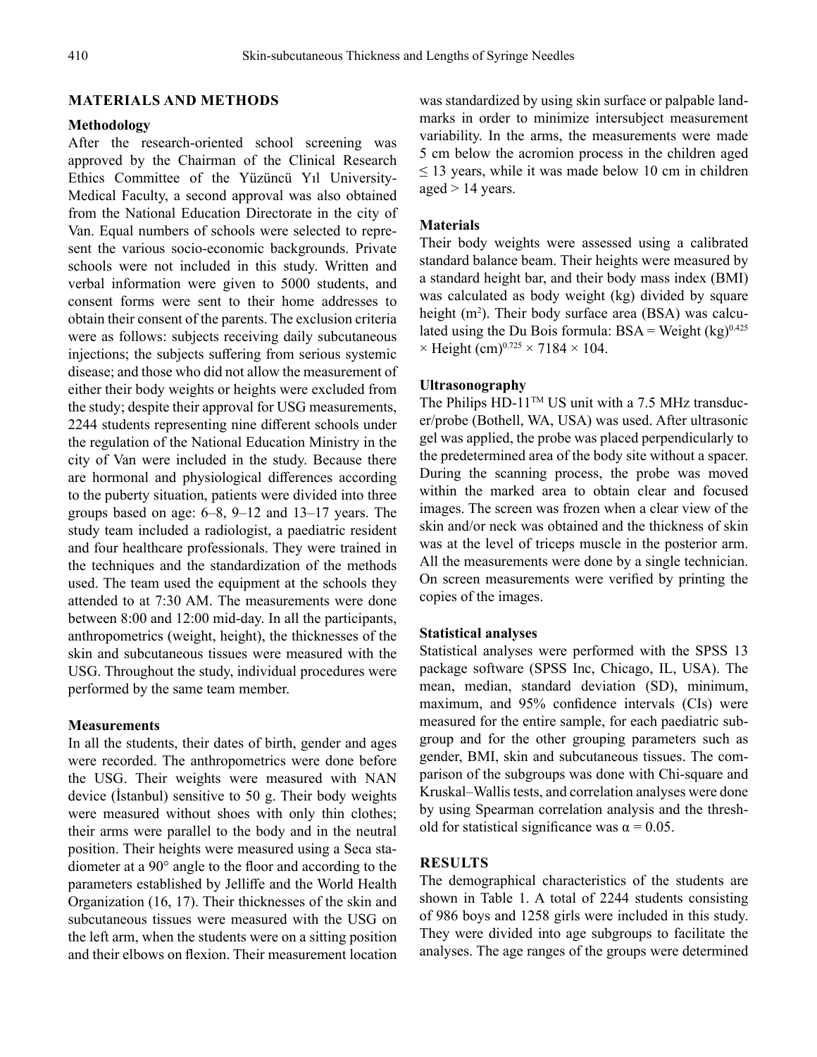## MATERIALS AND METHODS

### Methodology

After the research-oriented school screening was approved by the Chairman of the Clinical Research Ethics Committee of the Yüzüncü Yıl University-Medical Faculty, a second approval was also obtained from the National Education Directorate in the city of Van. Equal numbers of schools were selected to represent the various socio-economic backgrounds. Private schools were not included in this study. Written and verbal information were given to 5000 students, and consent forms were sent to their home addresses to obtain their consent of the parents. The exclusion criteria were as follows: subjects receiving daily subcutaneous injections; the subjects suffering from serious systemic disease; and those who did not allow the measurement of either their body weights or heights were excluded from the study; despite their approval for USG measurements, 2244 students representing nine different schools under the regulation of the National Education Ministry in the city of Van were included in the study. Because there are hormonal and physiological differences according to the puberty situation, patients were divided into three groups based on age: 6–8, 9–12 and 13–17 years. The study team included a radiologist, a paediatric resident and four healthcare professionals. They were trained in the techniques and the standardization of the methods used. The team used the equipment at the schools they attended to at 7:30 AM. The measurements were done between 8:00 and 12:00 mid-day. In all the participants, anthropometrics (weight, height), the thicknesses of the skin and subcutaneous tissues were measured with the USG. Throughout the study, individual procedures were performed by the same team member.

### Measurements

In all the students, their dates of birth, gender and ages were recorded. The anthropometrics were done before the USG. Their weights were measured with NAN device (İstanbul) sensitive to 50 g. Their body weights were measured without shoes with only thin clothes; their arms were parallel to the body and in the neutral position. Their heights were measured using a Seca stadiometer at a 90° angle to the floor and according to the parameters established by Jelliffe and the World Health Organization (16, 17). Their thicknesses of the skin and subcutaneous tissues were measured with the USG on the left arm, when the students were on a sitting position and their elbows on flexion. Their measurement location was standardized by using skin surface or palpable landmarks in order to minimize intersubject measurement variability. In the arms, the measurements were made 5 cm below the acromion process in the children aged ≤ 13 years, while it was made below 10 cm in children aged > 14 years.

### Materials

Their body weights were assessed using a calibrated standard balance beam. Their heights were measured by a standard height bar, and their body mass index (BMI) was calculated as body weight (kg) divided by square height ($m^2$). Their body surface area (BSA) was calculated using the Du Bois formula: BSA = Weight $(kg)^{0.425} \times$ Height $(cm)^{0.725} \times 7184 \times 104$.

### Ultrasonography

The Philips HD-11™ US unit with a 7.5 MHz transducer/probe (Bothell, WA, USA) was used. After ultrasonic gel was applied, the probe was placed perpendicularly to the predetermined area of the body site without a spacer. During the scanning process, the probe was moved within the marked area to obtain clear and focused images. The screen was frozen when a clear view of the skin and/or neck was obtained and the thickness of skin was at the level of triceps muscle in the posterior arm. All the measurements were done by a single technician. On screen measurements were verified by printing the copies of the images.

### Statistical analyses

Statistical analyses were performed with the SPSS 13 package software (SPSS Inc, Chicago, IL, USA). The mean, median, standard deviation (SD), minimum, maximum, and 95% confidence intervals (CIs) were measured for the entire sample, for each paediatric subgroup and for the other grouping parameters such as gender, BMI, skin and subcutaneous tissues. The comparison of the subgroups was done with Chi-square and Kruskal–Wallis tests, and correlation analyses were done by using Spearman correlation analysis and the threshold for statistical significance was $\alpha = 0.05$.

## RESULTS

The demographical characteristics of the students are shown in Table 1. A total of 2244 students consisting of 986 boys and 1258 girls were included in this study. They were divided into age subgroups to facilitate the analyses. The age ranges of the groups were determined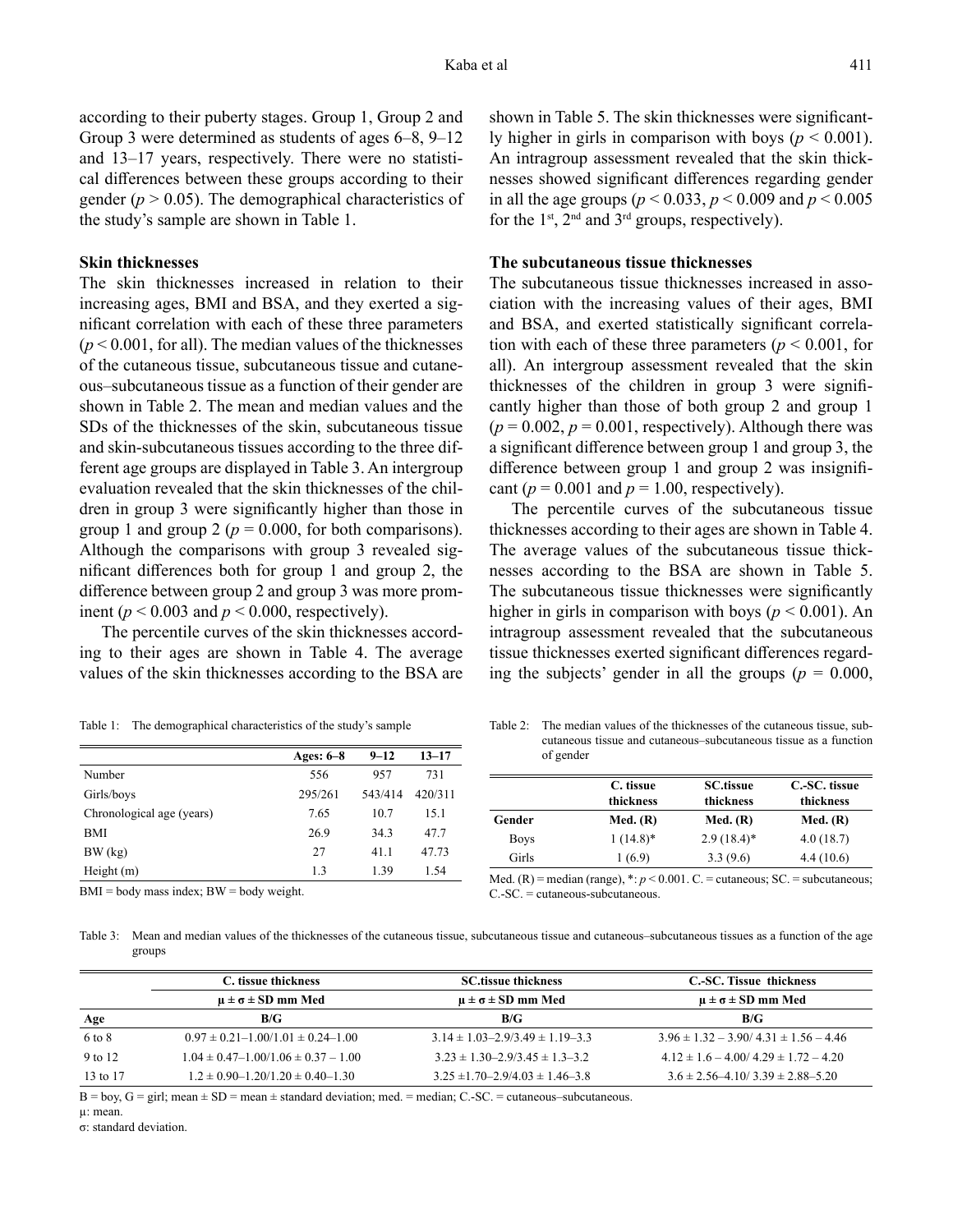according to their puberty stages. Group 1, Group 2 and Group 3 were determined as students of ages 6–8, 9–12 and 13–17 years, respectively. There were no statistical differences between these groups according to their gender ($p > 0.05$). The demographical characteristics of the study's sample are shown in Table 1.

### Skin thicknesses

The skin thicknesses increased in relation to their increasing ages, BMI and BSA, and they exerted a significant correlation with each of these three parameters ($p < 0.001$, for all). The median values of the thicknesses of the cutaneous tissue, subcutaneous tissue and cutaneous–subcutaneous tissue as a function of their gender are shown in Table 2. The mean and median values and the SDs of the thicknesses of the skin, subcutaneous tissue and skin-subcutaneous tissues according to the three different age groups are displayed in Table 3. An intergroup evaluation revealed that the skin thicknesses of the children in group 3 were significantly higher than those in group 1 and group 2 ($p = 0.000$, for both comparisons). Although the comparisons with group 3 revealed significant differences both for group 1 and group 2, the difference between group 2 and group 3 was more prominent ($p < 0.003$ and $p < 0.000$, respectively).

The percentile curves of the skin thicknesses according to their ages are shown in Table 4. The average values of the skin thicknesses according to the BSA are shown in Table 5. The skin thicknesses were significantly higher in girls in comparison with boys ($p < 0.001$). An intragroup assessment revealed that the skin thicknesses showed significant differences regarding gender in all the age groups ($p < 0.033$, $p < 0.009$ and $p < 0.005$ for the 1st, 2nd and 3rd groups, respectively).

### The subcutaneous tissue thicknesses

The subcutaneous tissue thicknesses increased in association with the increasing values of their ages, BMI and BSA, and exerted statistically significant correlation with each of these three parameters ($p < 0.001$, for all). An intergroup assessment revealed that the skin thicknesses of the children in group 3 were significantly higher than those of both group 2 and group 1 ($p = 0.002$, $p = 0.001$, respectively). Although there was a significant difference between group 1 and group 3, the difference between group 1 and group 2 was insignificant ($p = 0.001$ and $p = 1.00$, respectively).

The percentile curves of the subcutaneous tissue thicknesses according to their ages are shown in Table 4. The average values of the subcutaneous tissue thicknesses according to the BSA are shown in Table 5. The subcutaneous tissue thicknesses were significantly higher in girls in comparison with boys ($p < 0.001$). An intragroup assessment revealed that the subcutaneous tissue thicknesses exerted significant differences regarding the subjects' gender in all the groups ($p = 0.000$,

Table 1: The demographical characteristics of the study's sample

| | Ages: 6–8 | 9–12 | 13–17 |
|---|---|---|---|
| Number | 556 | 957 | 731 |
| Girls/boys | 295/261 | 543/414 | 420/311 |
| Chronological age (years) | 7.65 | 10.7 | 15.1 |
| BMI | 26.9 | 34.3 | 47.7 |
| BW (kg) | 27 | 41.1 | 47.73 |
| Height (m) | 1.3 | 1.39 | 1.54 |

BMI = body mass index; BW = body weight.

Table 2: The median values of the thicknesses of the cutaneous tissue, subcutaneous tissue and cutaneous–subcutaneous tissue as a function of gender

| | C. tissue thickness | SC.tissue thickness | C.-SC. tissue thickness |
|---|---|---|---|
| Gender | Med. (R) | Med. (R) | Med. (R) |
| Boys | 1 (14.8)* | 2.9 (18.4)* | 4.0 (18.7) |
| Girls | 1 (6.9) | 3.3 (9.6) | 4.4 (10.6) |

Med. (R) = median (range), *: $p < 0.001$. C. = cutaneous; SC. = subcutaneous; C.-SC. = cutaneous-subcutaneous.

Table 3: Mean and median values of the thicknesses of the cutaneous tissue, subcutaneous tissue and cutaneous–subcutaneous tissues as a function of the age groups

| | C. tissue thickness | SC.tissue thickness | C.-SC. Tissue thickness |
|---|---|---|---|
| | μ ± σ ± SD mm Med | μ ± σ ± SD mm Med | μ ± σ ± SD mm Med |
| Age | B/G | B/G | B/G |
| 6 to 8 | 0.97 ± 0.21–1.00/1.01 ± 0.24–1.00 | 3.14 ± 1.03–2.9/3.49 ± 1.19–3.3 | 3.96 ± 1.32 – 3.90/ 4.31 ± 1.56 – 4.46 |
| 9 to 12 | 1.04 ± 0.47–1.00/1.06 ± 0.37 – 1.00 | 3.23 ± 1.30–2.9/3.45 ± 1.3–3.2 | 4.12 ± 1.6 – 4.00/ 4.29 ± 1.72 – 4.20 |
| 13 to 17 | 1.2 ± 0.90–1.20/1.20 ± 0.40–1.30 | 3.25 ±1.70–2.9/4.03 ± 1.46–3.8 | 3.6 ± 2.56–4.10/ 3.39 ± 2.88–5.20 |

B = boy, G = girl; mean ± SD = mean ± standard deviation; med. = median; C.-SC. = cutaneous–subcutaneous.
μ: mean.
σ: standard deviation.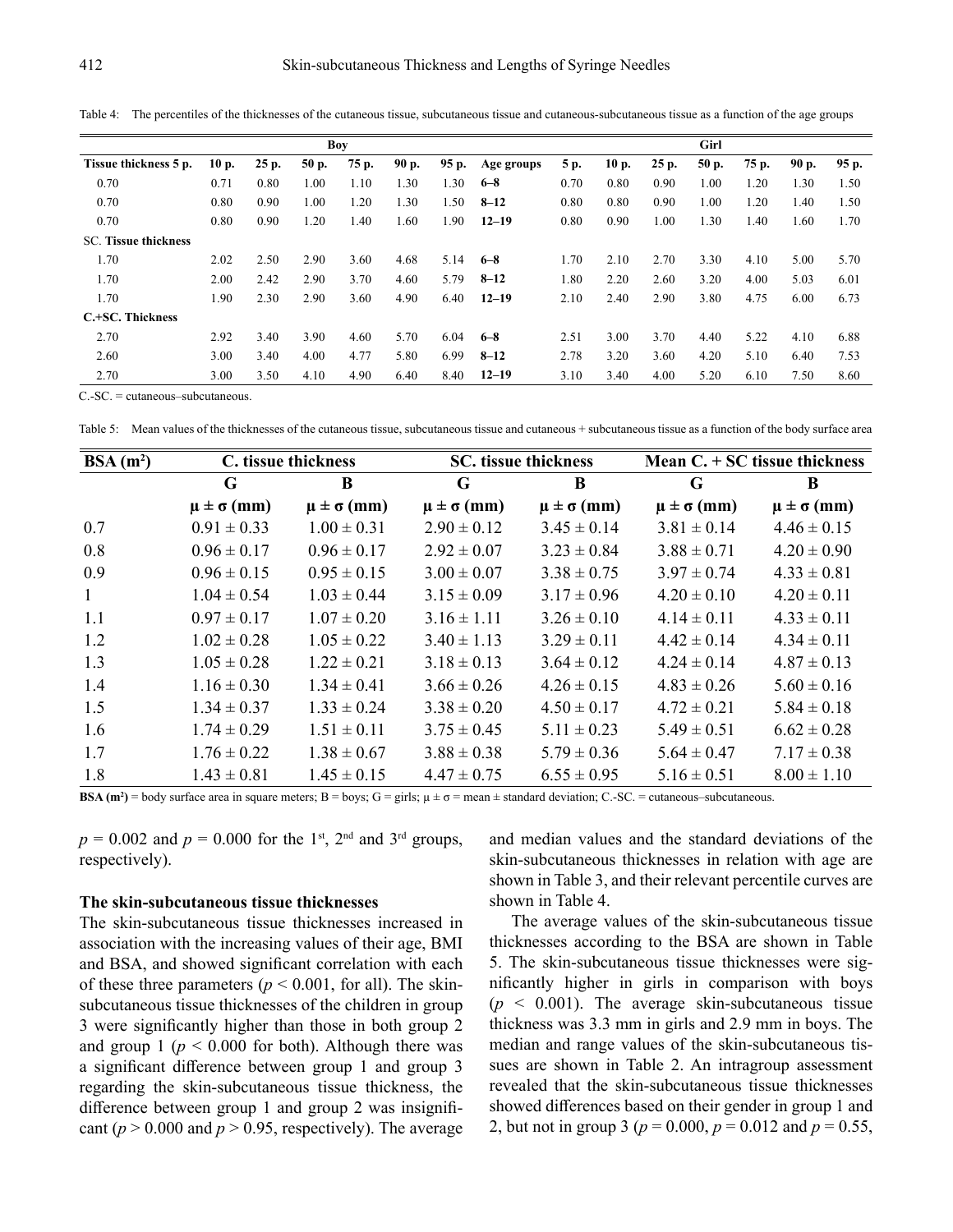Table 4: The percentiles of the thicknesses of the cutaneous tissue, subcutaneous tissue and cutaneous-subcutaneous tissue as a function of the age groups

| Boy | | | | | | | | Girl | | | | | | |
|---|---|---|---|---|---|---|---|---|---|---|---|---|---|---|
| Tissue thickness 5 p. | 10 p. | 25 p. | 50 p. | 75 p. | 90 p. | 95 p. | Age groups | 5 p. | 10 p. | 25 p. | 50 p. | 75 p. | 90 p. | 95 p. |
| 0.70 | 0.71 | 0.80 | 1.00 | 1.10 | 1.30 | 1.30 | **6–8** | 0.70 | 0.80 | 0.90 | 1.00 | 1.20 | 1.30 | 1.50 |
| 0.70 | 0.80 | 0.90 | 1.00 | 1.20 | 1.30 | 1.50 | **8–12** | 0.80 | 0.80 | 0.90 | 1.00 | 1.20 | 1.40 | 1.50 |
| 0.70 | 0.80 | 0.90 | 1.20 | 1.40 | 1.60 | 1.90 | **12–19** | 0.80 | 0.90 | 1.00 | 1.30 | 1.40 | 1.60 | 1.70 |
| SC. **Tissue thickness** | | | | | | | | | | | | | | |
| 1.70 | 2.02 | 2.50 | 2.90 | 3.60 | 4.68 | 5.14 | **6–8** | 1.70 | 2.10 | 2.70 | 3.30 | 4.10 | 5.00 | 5.70 |
| 1.70 | 2.00 | 2.42 | 2.90 | 3.70 | 4.60 | 5.79 | **8–12** | 1.80 | 2.20 | 2.60 | 3.20 | 4.00 | 5.03 | 6.01 |
| 1.70 | 1.90 | 2.30 | 2.90 | 3.60 | 4.90 | 6.40 | **12–19** | 2.10 | 2.40 | 2.90 | 3.80 | 4.75 | 6.00 | 6.73 |
| **C.+SC. Thickness** | | | | | | | | | | | | | | |
| 2.70 | 2.92 | 3.40 | 3.90 | 4.60 | 5.70 | 6.04 | **6–8** | 2.51 | 3.00 | 3.70 | 4.40 | 5.22 | 4.10 | 6.88 |
| 2.60 | 3.00 | 3.40 | 4.00 | 4.77 | 5.80 | 6.99 | **8–12** | 2.78 | 3.20 | 3.60 | 4.20 | 5.10 | 6.40 | 7.53 |
| 2.70 | 3.00 | 3.50 | 4.10 | 4.90 | 6.40 | 8.40 | **12–19** | 3.10 | 3.40 | 4.00 | 5.20 | 6.10 | 7.50 | 8.60 |

C.-SC. = cutaneous–subcutaneous.

Table 5: Mean values of the thicknesses of the cutaneous tissue, subcutaneous tissue and cutaneous + subcutaneous tissue as a function of the body surface area

| BSA ($m^2$) | C. tissue thickness | | SC. tissue thickness | | Mean C. + SC tissue thickness | |
|---|---|---|---|---|---|---|
| | G | B | G | B | G | B |
| | $\mu \pm \sigma$ (mm) | $\mu \pm \sigma$ (mm) | $\mu \pm \sigma$ (mm) | $\mu \pm \sigma$ (mm) | $\mu \pm \sigma$ (mm) | $\mu \pm \sigma$ (mm) |
| 0.7 | 0.91 ± 0.33 | 1.00 ± 0.31 | 2.90 ± 0.12 | 3.45 ± 0.14 | 3.81 ± 0.14 | 4.46 ± 0.15 |
| 0.8 | 0.96 ± 0.17 | 0.96 ± 0.17 | 2.92 ± 0.07 | 3.23 ± 0.84 | 3.88 ± 0.71 | 4.20 ± 0.90 |
| 0.9 | 0.96 ± 0.15 | 0.95 ± 0.15 | 3.00 ± 0.07 | 3.38 ± 0.75 | 3.97 ± 0.74 | 4.33 ± 0.81 |
| 1 | 1.04 ± 0.54 | 1.03 ± 0.44 | 3.15 ± 0.09 | 3.17 ± 0.96 | 4.20 ± 0.10 | 4.20 ± 0.11 |
| 1.1 | 0.97 ± 0.17 | 1.07 ± 0.20 | 3.16 ± 1.11 | 3.26 ± 0.10 | 4.14 ± 0.11 | 4.33 ± 0.11 |
| 1.2 | 1.02 ± 0.28 | 1.05 ± 0.22 | 3.40 ± 1.13 | 3.29 ± 0.11 | 4.42 ± 0.14 | 4.34 ± 0.11 |
| 1.3 | 1.05 ± 0.28 | 1.22 ± 0.21 | 3.18 ± 0.13 | 3.64 ± 0.12 | 4.24 ± 0.14 | 4.87 ± 0.13 |
| 1.4 | 1.16 ± 0.30 | 1.34 ± 0.41 | 3.66 ± 0.26 | 4.26 ± 0.15 | 4.83 ± 0.26 | 5.60 ± 0.16 |
| 1.5 | 1.34 ± 0.37 | 1.33 ± 0.24 | 3.38 ± 0.20 | 4.50 ± 0.17 | 4.72 ± 0.21 | 5.84 ± 0.18 |
| 1.6 | 1.74 ± 0.29 | 1.51 ± 0.11 | 3.75 ± 0.45 | 5.11 ± 0.23 | 5.49 ± 0.51 | 6.62 ± 0.28 |
| 1.7 | 1.76 ± 0.22 | 1.38 ± 0.67 | 3.88 ± 0.38 | 5.79 ± 0.36 | 5.64 ± 0.47 | 7.17 ± 0.38 |
| 1.8 | 1.43 ± 0.81 | 1.45 ± 0.15 | 4.47 ± 0.75 | 6.55 ± 0.95 | 5.16 ± 0.51 | 8.00 ± 1.10 |

**BSA ($m^2$)** = body surface area in square meters; B = boys; G = girls; $\mu \pm \sigma$ = mean ± standard deviation; C.-SC. = cutaneous–subcutaneous.

$p = 0.002$ and $p = 0.000$ for the 1st, 2nd and 3rd groups, respectively).

### The skin-subcutaneous tissue thicknesses

The skin-subcutaneous tissue thicknesses increased in association with the increasing values of their age, BMI and BSA, and showed significant correlation with each of these three parameters ($p < 0.001$, for all). The skin-subcutaneous tissue thicknesses of the children in group 3 were significantly higher than those in both group 2 and group 1 ($p < 0.000$ for both). Although there was a significant difference between group 1 and group 3 regarding the skin-subcutaneous tissue thickness, the difference between group 1 and group 2 was insignificant ($p > 0.000$ and $p > 0.95$, respectively). The average and median values and the standard deviations of the skin-subcutaneous thicknesses in relation with age are shown in Table 3, and their relevant percentile curves are shown in Table 4.

The average values of the skin-subcutaneous tissue thicknesses according to the BSA are shown in Table 5. The skin-subcutaneous tissue thicknesses were significantly higher in girls in comparison with boys ($p < 0.001$). The average skin-subcutaneous tissue thickness was 3.3 mm in girls and 2.9 mm in boys. The median and range values of the skin-subcutaneous tissues are shown in Table 2. An intragroup assessment revealed that the skin-subcutaneous tissue thicknesses showed differences based on their gender in group 1 and 2, but not in group 3 ($p = 0.000$, $p = 0.012$ and $p = 0.55$,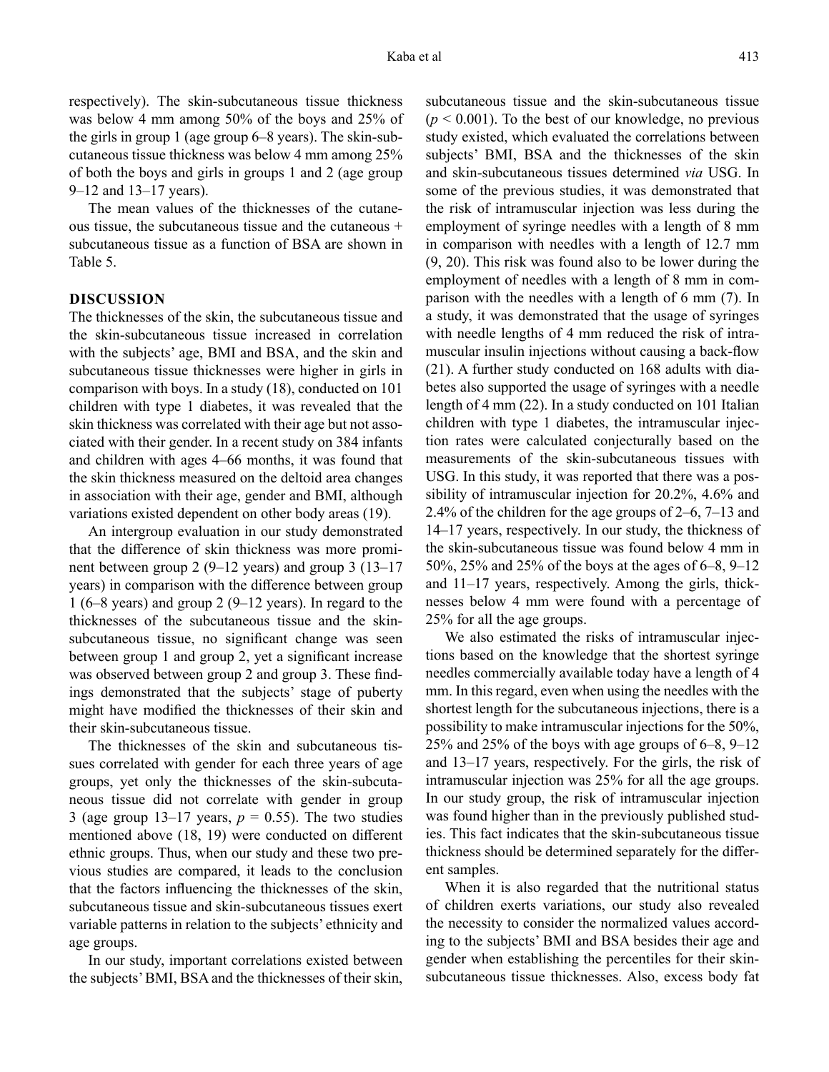respectively). The skin-subcutaneous tissue thickness was below 4 mm among 50% of the boys and 25% of the girls in group 1 (age group 6–8 years). The skin-subcutaneous tissue thickness was below 4 mm among 25% of both the boys and girls in groups 1 and 2 (age group 9–12 and 13–17 years).

The mean values of the thicknesses of the cutaneous tissue, the subcutaneous tissue and the cutaneous + subcutaneous tissue as a function of BSA are shown in Table 5.

## DISCUSSION

The thicknesses of the skin, the subcutaneous tissue and the skin-subcutaneous tissue increased in correlation with the subjects' age, BMI and BSA, and the skin and subcutaneous tissue thicknesses were higher in girls in comparison with boys. In a study (18), conducted on 101 children with type 1 diabetes, it was revealed that the skin thickness was correlated with their age but not associated with their gender. In a recent study on 384 infants and children with ages 4–66 months, it was found that the skin thickness measured on the deltoid area changes in association with their age, gender and BMI, although variations existed dependent on other body areas (19).

An intergroup evaluation in our study demonstrated that the difference of skin thickness was more prominent between group 2 (9–12 years) and group 3 (13–17 years) in comparison with the difference between group 1 (6–8 years) and group 2 (9–12 years). In regard to the thicknesses of the subcutaneous tissue and the skin-subcutaneous tissue, no significant change was seen between group 1 and group 2, yet a significant increase was observed between group 2 and group 3. These findings demonstrated that the subjects' stage of puberty might have modified the thicknesses of their skin and their skin-subcutaneous tissue.

The thicknesses of the skin and subcutaneous tissues correlated with gender for each three years of age groups, yet only the thicknesses of the skin-subcutaneous tissue did not correlate with gender in group 3 (age group 13–17 years, $p = 0.55$). The two studies mentioned above (18, 19) were conducted on different ethnic groups. Thus, when our study and these two previous studies are compared, it leads to the conclusion that the factors influencing the thicknesses of the skin, subcutaneous tissue and skin-subcutaneous tissues exert variable patterns in relation to the subjects' ethnicity and age groups.

In our study, important correlations existed between the subjects' BMI, BSA and the thicknesses of their skin, subcutaneous tissue and the skin-subcutaneous tissue ($p < 0.001$). To the best of our knowledge, no previous study existed, which evaluated the correlations between subjects' BMI, BSA and the thicknesses of the skin and skin-subcutaneous tissues determined *via* USG. In some of the previous studies, it was demonstrated that the risk of intramuscular injection was less during the employment of syringe needles with a length of 8 mm in comparison with needles with a length of 12.7 mm (9, 20). This risk was found also to be lower during the employment of needles with a length of 8 mm in comparison with the needles with a length of 6 mm (7). In a study, it was demonstrated that the usage of syringes with needle lengths of 4 mm reduced the risk of intramuscular insulin injections without causing a back-flow (21). A further study conducted on 168 adults with diabetes also supported the usage of syringes with a needle length of 4 mm (22). In a study conducted on 101 Italian children with type 1 diabetes, the intramuscular injection rates were calculated conjecturally based on the measurements of the skin-subcutaneous tissues with USG. In this study, it was reported that there was a possibility of intramuscular injection for 20.2%, 4.6% and 2.4% of the children for the age groups of 2–6, 7–13 and 14–17 years, respectively. In our study, the thickness of the skin-subcutaneous tissue was found below 4 mm in 50%, 25% and 25% of the boys at the ages of 6–8, 9–12 and 11–17 years, respectively. Among the girls, thicknesses below 4 mm were found with a percentage of 25% for all the age groups.

We also estimated the risks of intramuscular injections based on the knowledge that the shortest syringe needles commercially available today have a length of 4 mm. In this regard, even when using the needles with the shortest length for the subcutaneous injections, there is a possibility to make intramuscular injections for the 50%, 25% and 25% of the boys with age groups of 6–8, 9–12 and 13–17 years, respectively. For the girls, the risk of intramuscular injection was 25% for all the age groups. In our study group, the risk of intramuscular injection was found higher than in the previously published studies. This fact indicates that the skin-subcutaneous tissue thickness should be determined separately for the different samples.

When it is also regarded that the nutritional status of children exerts variations, our study also revealed the necessity to consider the normalized values according to the subjects' BMI and BSA besides their age and gender when establishing the percentiles for their skin-subcutaneous tissue thicknesses. Also, excess body fat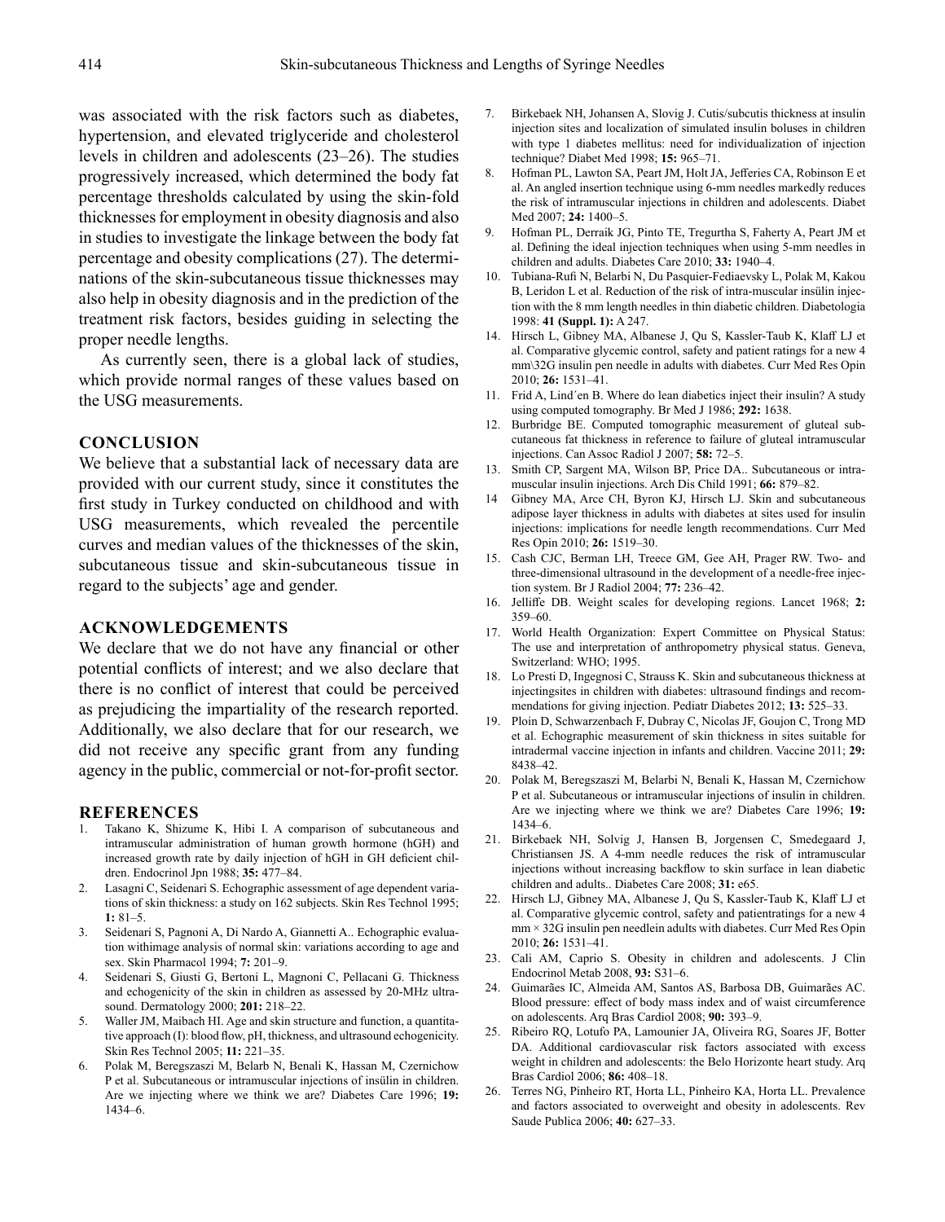was associated with the risk factors such as diabetes, hypertension, and elevated triglyceride and cholesterol levels in children and adolescents (23–26). The studies progressively increased, which determined the body fat percentage thresholds calculated by using the skin-fold thicknesses for employment in obesity diagnosis and also in studies to investigate the linkage between the body fat percentage and obesity complications (27). The determinations of the skin-subcutaneous tissue thicknesses may also help in obesity diagnosis and in the prediction of the treatment risk factors, besides guiding in selecting the proper needle lengths.

As currently seen, there is a global lack of studies, which provide normal ranges of these values based on the USG measurements.

## CONCLUSION

We believe that a substantial lack of necessary data are provided with our current study, since it constitutes the first study in Turkey conducted on childhood and with USG measurements, which revealed the percentile curves and median values of the thicknesses of the skin, subcutaneous tissue and skin-subcutaneous tissue in regard to the subjects' age and gender.

## ACKNOWLEDGEMENTS

We declare that we do not have any financial or other potential conflicts of interest; and we also declare that there is no conflict of interest that could be perceived as prejudicing the impartiality of the research reported. Additionally, we also declare that for our research, we did not receive any specific grant from any funding agency in the public, commercial or not-for-profit sector.

## REFERENCES

1. Takano K, Shizume K, Hibi I. A comparison of subcutaneous and intramuscular administration of human growth hormone (hGH) and increased growth rate by daily injection of hGH in GH deficient children. Endocrinol Jpn 1988; **35:** 477–84.
2. Lasagni C, Seidenari S. Echographic assessment of age dependent variations of skin thickness: a study on 162 subjects. Skin Res Technol 1995; **1:** 81–5.
3. Seidenari S, Pagnoni A, Di Nardo A, Giannetti A.. Echographic evaluation withimage analysis of normal skin: variations according to age and sex. Skin Pharmacol 1994; **7:** 201–9.
4. Seidenari S, Giusti G, Bertoni L, Magnoni C, Pellacani G. Thickness and echogenicity of the skin in children as assessed by 20-MHz ultrasound. Dermatology 2000; **201:** 218–22.
5. Waller JM, Maibach HI. Age and skin structure and function, a quantitative approach (I): blood flow, pH, thickness, and ultrasound echogenicity. Skin Res Technol 2005; **11:** 221–35.
6. Polak M, Beregszaszi M, Belarb N, Benali K, Hassan M, Czernichow P et al. Subcutaneous or intramuscular injections of insülin in children. Are we injecting where we think we are? Diabetes Care 1996; **19:** 1434–6.
7. Birkebaek NH, Johansen A, Slovig J. Cutis/subcutis thickness at insulin injection sites and localization of simulated insulin boluses in children with type 1 diabetes mellitus: need for individualization of injection technique? Diabet Med 1998; **15:** 965–71.
8. Hofman PL, Lawton SA, Peart JM, Holt JA, Jefferies CA, Robinson E et al. An angled insertion technique using 6-mm needles markedly reduces the risk of intramuscular injections in children and adolescents. Diabet Med 2007; **24:** 1400–5.
9. Hofman PL, Derraik JG, Pinto TE, Tregurtha S, Faherty A, Peart JM et al. Defining the ideal injection techniques when using 5-mm needles in children and adults. Diabetes Care 2010; **33:** 1940–4.
10. Tubiana-Rufi N, Belarbi N, Du Pasquier-Fediaevsky L, Polak M, Kakou B, Leridon L et al. Reduction of the risk of intra-muscular insülin injection with the 8 mm length needles in thin diabetic children. Diabetologia 1998: **41 (Suppl. 1):** A 247.
14. Hirsch L, Gibney MA, Albanese J, Qu S, Kassler-Taub K, Klaff LJ et al. Comparative glycemic control, safety and patient ratings for a new 4 mm\32G insulin pen needle in adults with diabetes. Curr Med Res Opin 2010; **26:** 1531–41.
11. Frid A, Lind´en B. Where do lean diabetics inject their insulin? A study using computed tomography. Br Med J 1986; **292:** 1638.
12. Burbridge BE. Computed tomographic measurement of gluteal subcutaneous fat thickness in reference to failure of gluteal intramuscular injections. Can Assoc Radiol J 2007; **58:** 72–5.
13. Smith CP, Sargent MA, Wilson BP, Price DA.. Subcutaneous or intramuscular insulin injections. Arch Dis Child 1991; **66:** 879–82.
14 Gibney MA, Arce CH, Byron KJ, Hirsch LJ. Skin and subcutaneous adipose layer thickness in adults with diabetes at sites used for insulin injections: implications for needle length recommendations. Curr Med Res Opin 2010; **26:** 1519–30.
15. Cash CJC, Berman LH, Treece GM, Gee AH, Prager RW. Two- and three-dimensional ultrasound in the development of a needle-free injection system. Br J Radiol 2004; **77:** 236–42.
16. Jelliffe DB. Weight scales for developing regions. Lancet 1968; **2:** 359–60.
17. World Health Organization: Expert Committee on Physical Status: The use and interpretation of anthropometry physical status. Geneva, Switzerland: WHO; 1995.
18. Lo Presti D, Ingegnosi C, Strauss K. Skin and subcutaneous thickness at injectingsites in children with diabetes: ultrasound findings and recommendations for giving injection. Pediatr Diabetes 2012; **13:** 525–33.
19. Ploin D, Schwarzenbach F, Dubray C, Nicolas JF, Goujon C, Trong MD et al. Echographic measurement of skin thickness in sites suitable for intradermal vaccine injection in infants and children. Vaccine 2011; **29:** 8438–42.
20. Polak M, Beregszaszi M, Belarbi N, Benali K, Hassan M, Czernichow P et al. Subcutaneous or intramuscular injections of insulin in children. Are we injecting where we think we are? Diabetes Care 1996; **19:** 1434–6.
21. Birkebaek NH, Solvig J, Hansen B, Jorgensen C, Smedegaard J, Christiansen JS. A 4-mm needle reduces the risk of intramuscular injections without increasing backflow to skin surface in lean diabetic children and adults.. Diabetes Care 2008; **31:** e65.
22. Hirsch LJ, Gibney MA, Albanese J, Qu S, Kassler-Taub K, Klaff LJ et al. Comparative glycemic control, safety and patientratings for a new 4 mm × 32G insulin pen needlein adults with diabetes. Curr Med Res Opin 2010; **26:** 1531–41.
23. Cali AM, Caprio S. Obesity in children and adolescents. J Clin Endocrinol Metab 2008, **93:** S31–6.
24. Guimarães IC, Almeida AM, Santos AS, Barbosa DB, Guimarães AC. Blood pressure: effect of body mass index and of waist circumference on adolescents. Arq Bras Cardiol 2008; **90:** 393–9.
25. Ribeiro RQ, Lotufo PA, Lamounier JA, Oliveira RG, Soares JF, Botter DA. Additional cardiovascular risk factors associated with excess weight in children and adolescents: the Belo Horizonte heart study. Arq Bras Cardiol 2006; **86:** 408–18.
26. Terres NG, Pinheiro RT, Horta LL, Pinheiro KA, Horta LL. Prevalence and factors associated to overweight and obesity in adolescents. Rev Saude Publica 2006; **40:** 627–33.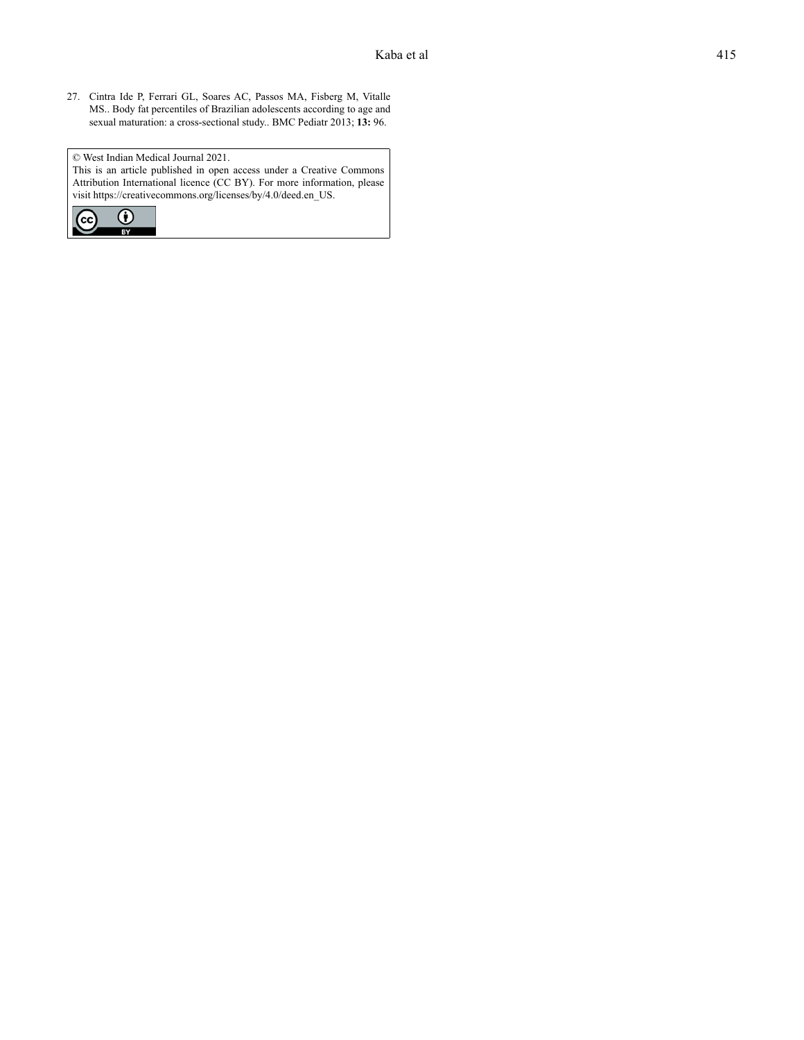27. Cintra Ide P, Ferrari GL, Soares AC, Passos MA, Fisberg M, Vitalle MS.. Body fat percentiles of Brazilian adolescents according to age and sexual maturation: a cross-sectional study.. BMC Pediatr 2013; **13:** 96.

© West Indian Medical Journal 2021.
This is an article published in open access under a Creative Commons Attribution International licence (CC BY). For more information, please visit https://creativecommons.org/licenses/by/4.0/deed.en_US.